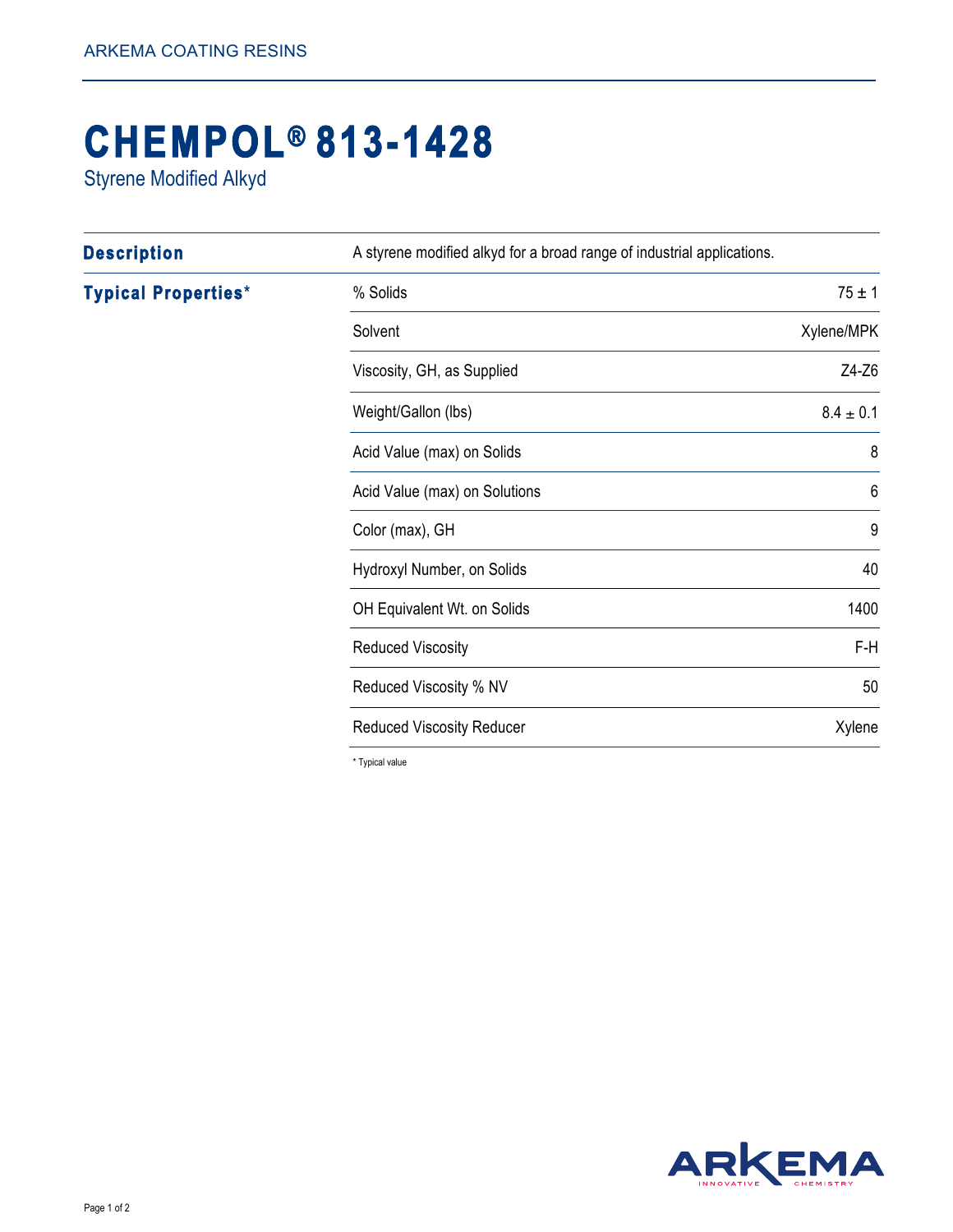# CHEMPOL® 813-1428

Styrene Modified Alkyd

## Description

A styrene modified alkyd for a broad range of industrial applications.

## Typical Properties*

| Property | Value |
|---|---|
| % Solids | 75 ± 1 |
| Solvent | Xylene/MPK |
| Viscosity, GH, as Supplied | Z4-Z6 |
| Weight/Gallon (lbs) | 8.4 ± 0.1 |
| Acid Value (max) on Solids | 8 |
| Acid Value (max) on Solutions | 6 |
| Color (max), GH | 9 |
| Hydroxyl Number, on Solids | 40 |
| OH Equivalent Wt. on Solids | 1400 |
| Reduced Viscosity | F-H |
| Reduced Viscosity % NV | 50 |
| Reduced Viscosity Reducer | Xylene |

* Typical value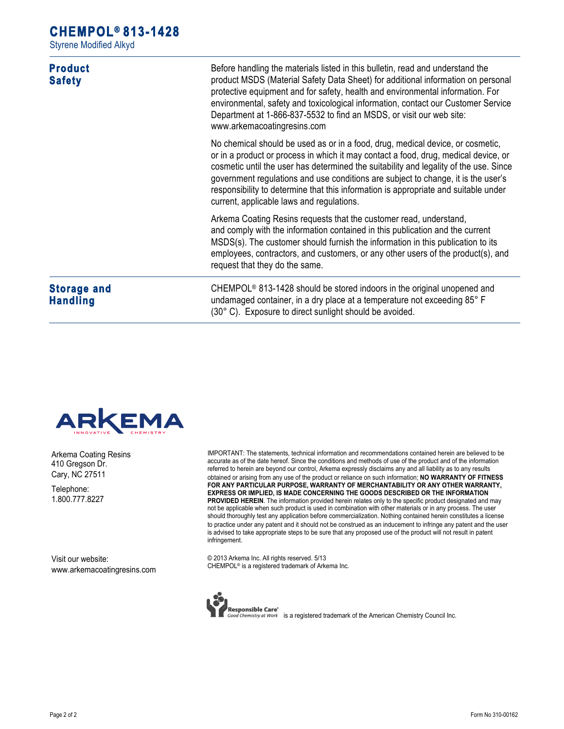# CHEMPOL® 813-1428

Styrene Modified Alkyd

## Product Safety

Before handling the materials listed in this bulletin, read and understand the product MSDS (Material Safety Data Sheet) for additional information on personal protective equipment and for safety, health and environmental information. For environmental, safety and toxicological information, contact our Customer Service Department at 1-866-837-5532 to find an MSDS, or visit our web site: www.arkemacoatingresins.com

No chemical should be used as or in a food, drug, medical device, or cosmetic, or in a product or process in which it may contact a food, drug, medical device, or cosmetic until the user has determined the suitability and legality of the use. Since government regulations and use conditions are subject to change, it is the user's responsibility to determine that this information is appropriate and suitable under current, applicable laws and regulations.

Arkema Coating Resins requests that the customer read, understand, and comply with the information contained in this publication and the current MSDS(s). The customer should furnish the information in this publication to its employees, contractors, and customers, or any other users of the product(s), and request that they do the same.

## Storage and Handling

CHEMPOL® 813-1428 should be stored indoors in the original unopened and undamaged container, in a dry place at a temperature not exceeding 85° F (30° C). Exposure to direct sunlight should be avoided.

ARKEMA
INNOVATIVE CHEMISTRY

Arkema Coating Resins
410 Gregson Dr.
Cary, NC 27511

Telephone:
1.800.777.8227

Visit our website:
www.arkemacoatingresins.com

IMPORTANT: The statements, technical information and recommendations contained herein are believed to be accurate as of the date hereof. Since the conditions and methods of use of the product and of the information referred to herein are beyond our control, Arkema expressly disclaims any and all liability as to any results obtained or arising from any use of the product or reliance on such information; **NO WARRANTY OF FITNESS FOR ANY PARTICULAR PURPOSE, WARRANTY OF MERCHANTABILITY OR ANY OTHER WARRANTY, EXPRESS OR IMPLIED, IS MADE CONCERNING THE GOODS DESCRIBED OR THE INFORMATION PROVIDED HEREIN**. The information provided herein relates only to the specific product designated and may not be applicable when such product is used in combination with other materials or in any process. The user should thoroughly test any application before commercialization. Nothing contained herein constitutes a license to practice under any patent and it should not be construed as an inducement to infringe any patent and the user is advised to take appropriate steps to be sure that any proposed use of the product will not result in patent infringement.

© 2013 Arkema Inc. All rights reserved. 5/13
CHEMPOL® is a registered trademark of Arkema Inc.

Responsible Care® Good Chemistry at Work is a registered trademark of the American Chemistry Council Inc.

Form No 310-00162